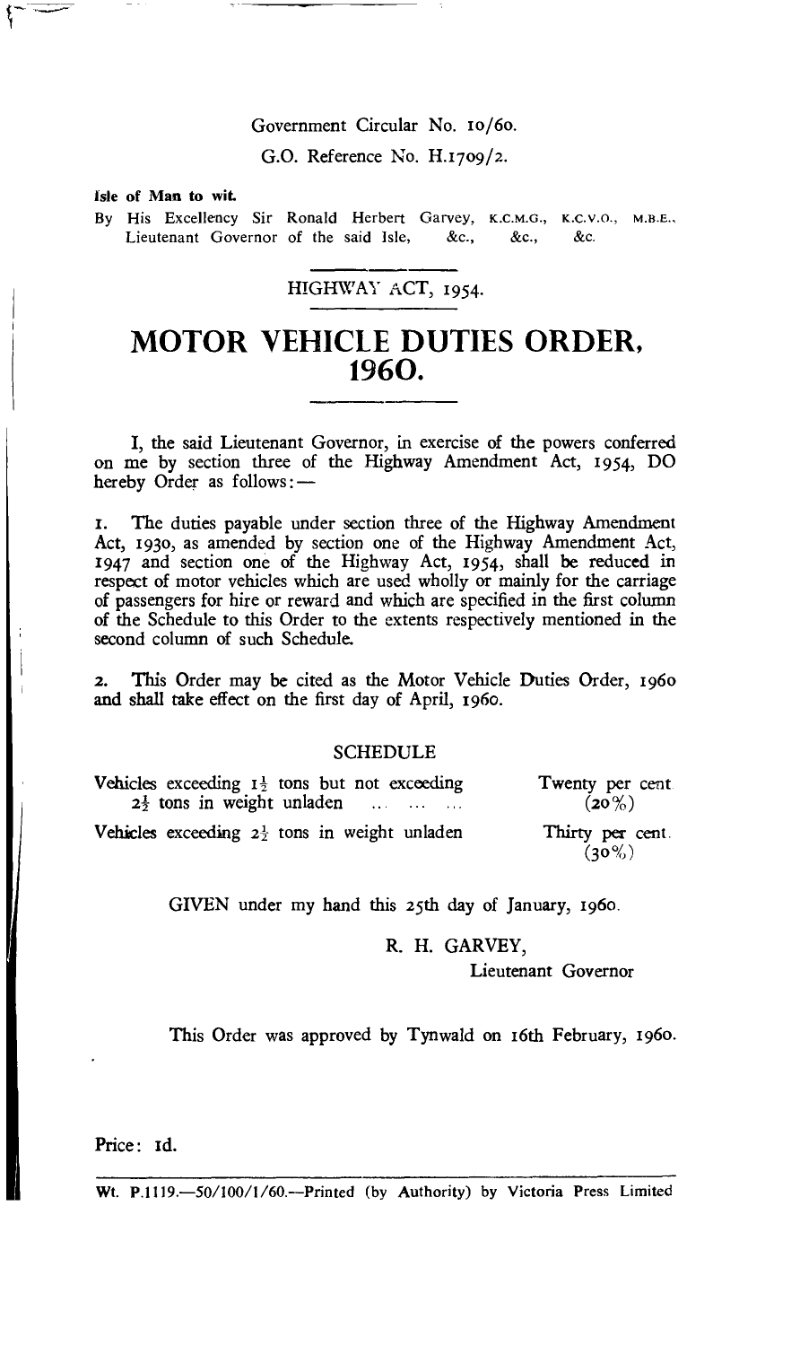Government Circular No. 10/60.

G.O. Reference No. H.1709/2.

**Isle of Man to wit.**

By His Excellency Sir Ronald Herbert Garvey, K.C.M.G., K.C.V.O., M.B.E., Lieutenant Governor of the said Isle, &c., &c., &c.

HIGHWAY ACT, 1954.

# MOTOR VEHICLE DUTIES ORDER, 1960.

I, the said Lieutenant Governor, in exercise of the powers conferred on me by section three of the Highway Amendment Act, 1954, DO hereby Order as follows:—

1. The duties payable under section three of the Highway Amendment Act, 1930, as amended by section one of the Highway Amendment Act, 1947 and section one of the Highway Act, 1954, shall be reduced in respect of motor vehicles which are used wholly or mainly for the carriage of passengers for hire or reward and which are specified in the first column of the Schedule to this Order to the extents respectively mentioned in the second column of such Schedule.

2. This Order may be cited as the Motor Vehicle Duties Order, 1960 and shall take effect on the first day of April, 1960.

SCHEDULE

| | |
|---|---|
| Vehicles exceeding 1½ tons but not exceeding 2½ tons in weight unladen ... ... ... | Twenty per cent. (20%) |
| Vehicles exceeding 2½ tons in weight unladen | Thirty per cent. (30%) |

GIVEN under my hand this 25th day of January, 1960.

R. H. GARVEY,
Lieutenant Governor

This Order was approved by Tynwald on 16th February, 1960.

Price: 1d.

Wt. P.1119.—50/100/1/60.—Printed (by Authority) by Victoria Press Limited